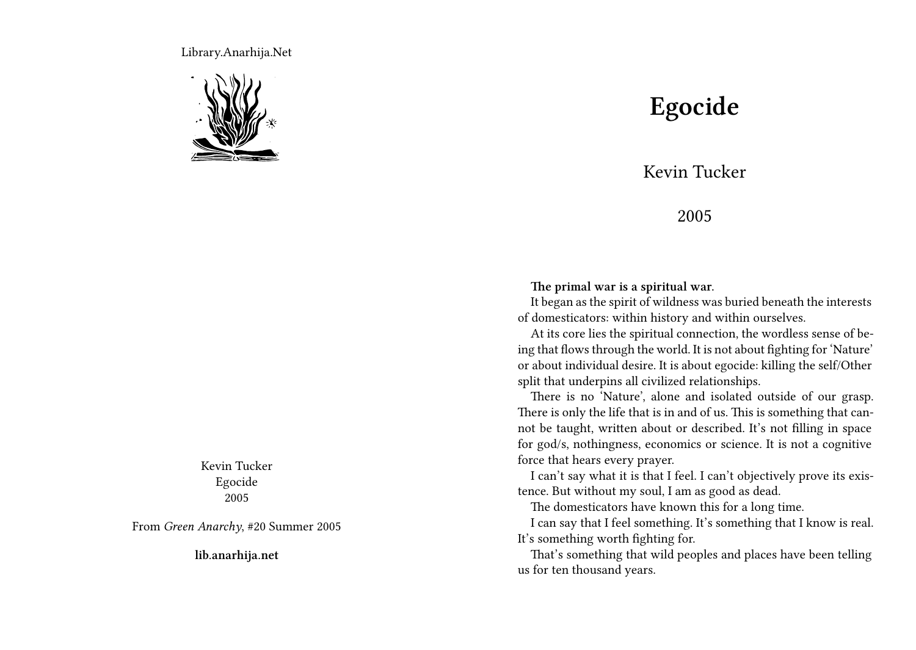Library.Anarhija.Net

Kevin Tucker
Egocide
2005

From *Green Anarchy*, #20 Summer 2005

**lib.anarhija.net**

# Egocide

Kevin Tucker

2005

**The primal war is a spiritual war**.

It began as the spirit of wildness was buried beneath the interests of domesticators: within history and within ourselves.

At its core lies the spiritual connection, the wordless sense of being that flows through the world. It is not about fighting for 'Nature' or about individual desire. It is about egocide: killing the self/Other split that underpins all civilized relationships.

There is no 'Nature', alone and isolated outside of our grasp. There is only the life that is in and of us. This is something that cannot be taught, written about or described. It's not filling in space for god/s, nothingness, economics or science. It is not a cognitive force that hears every prayer.

I can't say what it is that I feel. I can't objectively prove its existence. But without my soul, I am as good as dead.

The domesticators have known this for a long time.

I can say that I feel something. It's something that I know is real. It's something worth fighting for.

That's something that wild peoples and places have been telling us for ten thousand years.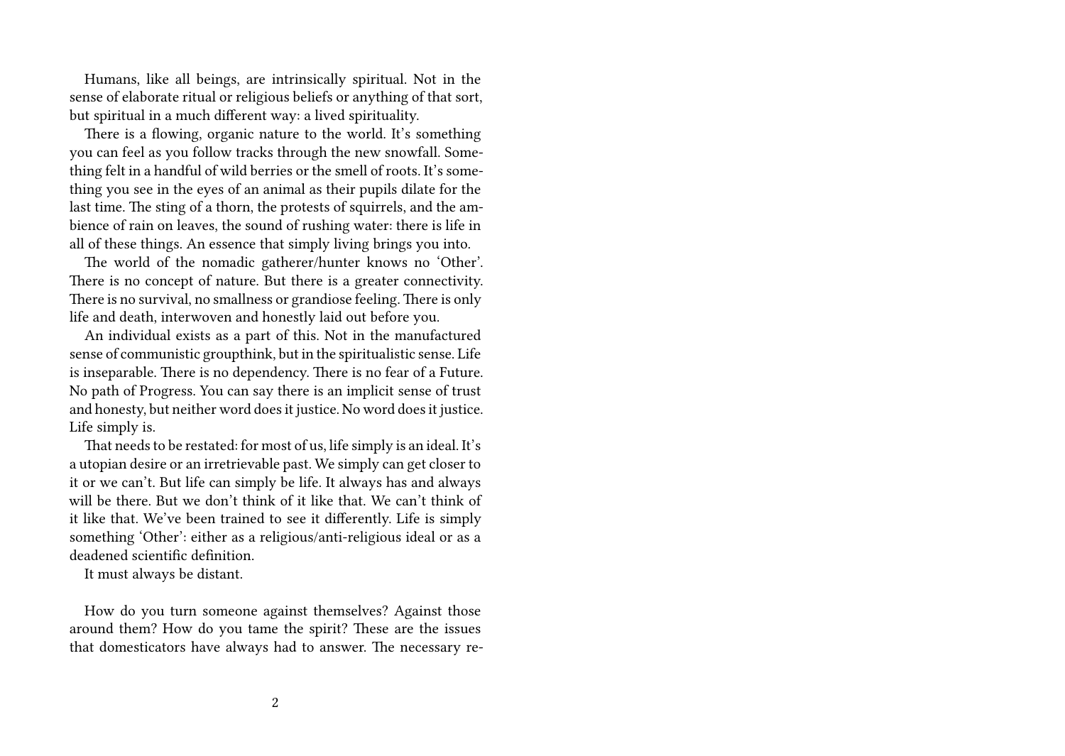Humans, like all beings, are intrinsically spiritual. Not in the sense of elaborate ritual or religious beliefs or anything of that sort, but spiritual in a much different way: a lived spirituality.

There is a flowing, organic nature to the world. It's something you can feel as you follow tracks through the new snowfall. Something felt in a handful of wild berries or the smell of roots. It's something you see in the eyes of an animal as their pupils dilate for the last time. The sting of a thorn, the protests of squirrels, and the ambience of rain on leaves, the sound of rushing water: there is life in all of these things. An essence that simply living brings you into.

The world of the nomadic gatherer/hunter knows no 'Other'. There is no concept of nature. But there is a greater connectivity. There is no survival, no smallness or grandiose feeling. There is only life and death, interwoven and honestly laid out before you.

An individual exists as a part of this. Not in the manufactured sense of communistic groupthink, but in the spiritualistic sense. Life is inseparable. There is no dependency. There is no fear of a Future. No path of Progress. You can say there is an implicit sense of trust and honesty, but neither word does it justice. No word does it justice. Life simply is.

That needs to be restated: for most of us, life simply is an ideal. It's a utopian desire or an irretrievable past. We simply can get closer to it or we can't. But life can simply be life. It always has and always will be there. But we don't think of it like that. We can't think of it like that. We've been trained to see it differently. Life is simply something 'Other': either as a religious/anti-religious ideal or as a deadened scientific definition.

It must always be distant.

How do you turn someone against themselves? Against those around them? How do you tame the spirit? These are the issues that domesticators have always had to answer. The necessary re-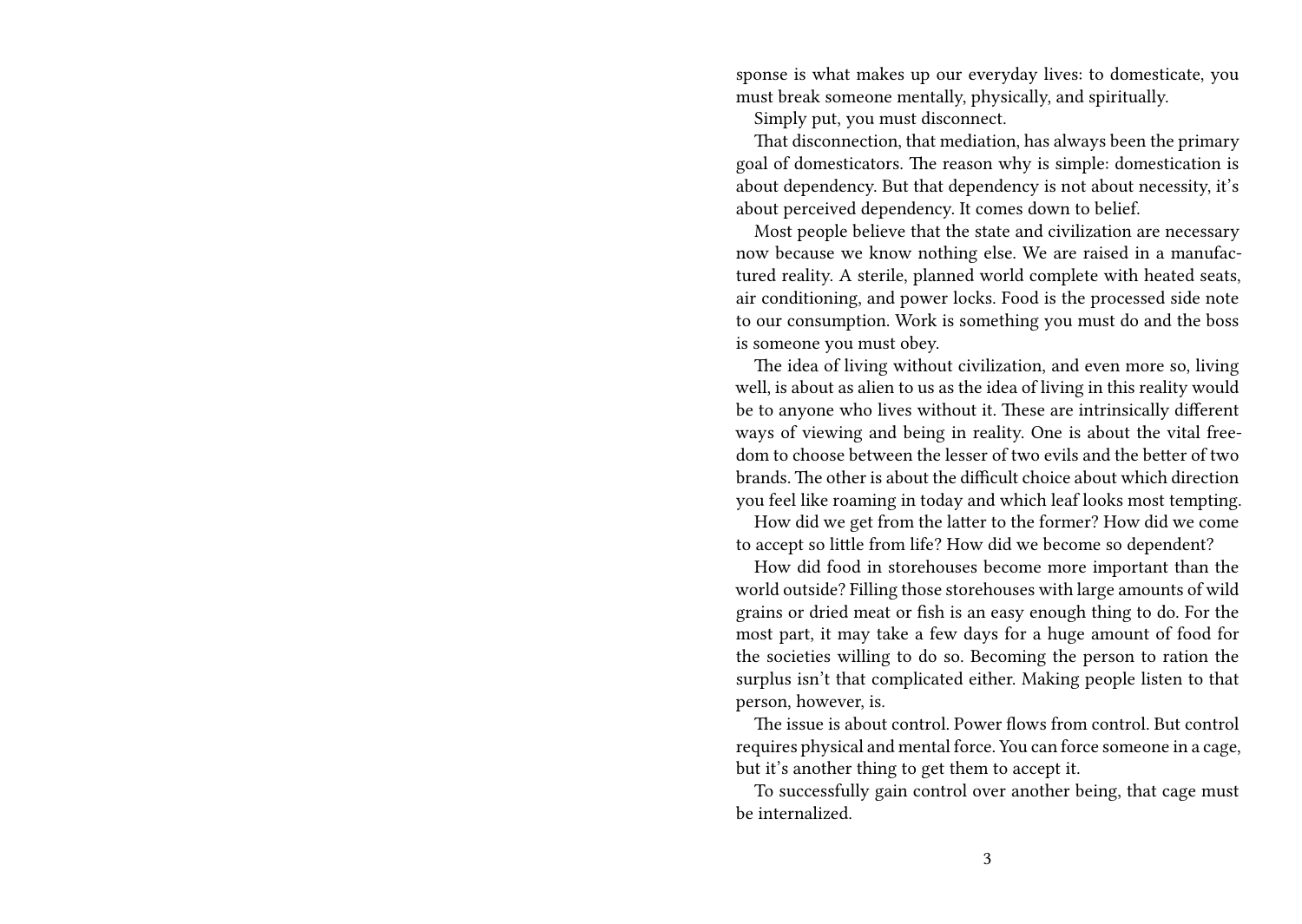sponse is what makes up our everyday lives: to domesticate, you must break someone mentally, physically, and spiritually.

Simply put, you must disconnect.

That disconnection, that mediation, has always been the primary goal of domesticators. The reason why is simple: domestication is about dependency. But that dependency is not about necessity, it's about perceived dependency. It comes down to belief.

Most people believe that the state and civilization are necessary now because we know nothing else. We are raised in a manufactured reality. A sterile, planned world complete with heated seats, air conditioning, and power locks. Food is the processed side note to our consumption. Work is something you must do and the boss is someone you must obey.

The idea of living without civilization, and even more so, living well, is about as alien to us as the idea of living in this reality would be to anyone who lives without it. These are intrinsically different ways of viewing and being in reality. One is about the vital freedom to choose between the lesser of two evils and the better of two brands. The other is about the difficult choice about which direction you feel like roaming in today and which leaf looks most tempting.

How did we get from the latter to the former? How did we come to accept so little from life? How did we become so dependent?

How did food in storehouses become more important than the world outside? Filling those storehouses with large amounts of wild grains or dried meat or fish is an easy enough thing to do. For the most part, it may take a few days for a huge amount of food for the societies willing to do so. Becoming the person to ration the surplus isn't that complicated either. Making people listen to that person, however, is.

The issue is about control. Power flows from control. But control requires physical and mental force. You can force someone in a cage, but it's another thing to get them to accept it.

To successfully gain control over another being, that cage must be internalized.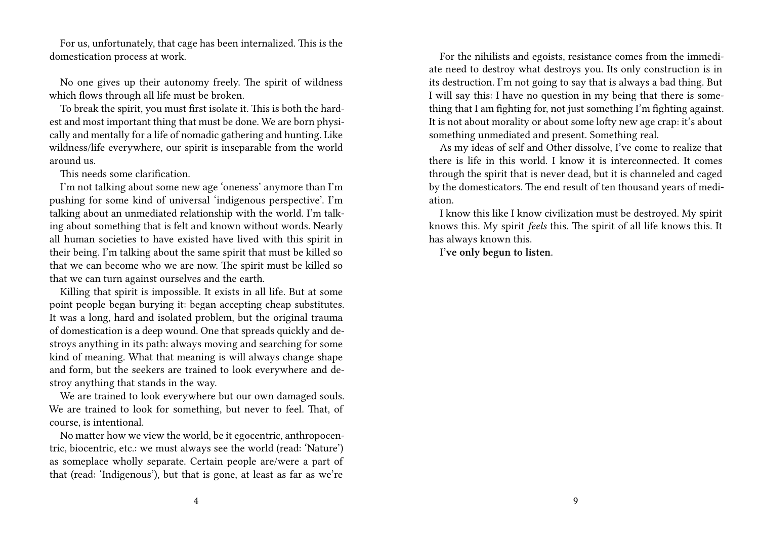For us, unfortunately, that cage has been internalized. This is the domestication process at work.

No one gives up their autonomy freely. The spirit of wildness which flows through all life must be broken.

To break the spirit, you must first isolate it. This is both the hardest and most important thing that must be done. We are born physically and mentally for a life of nomadic gathering and hunting. Like wildness/life everywhere, our spirit is inseparable from the world around us.

This needs some clarification.

I'm not talking about some new age 'oneness' anymore than I'm pushing for some kind of universal 'indigenous perspective'. I'm talking about an unmediated relationship with the world. I'm talking about something that is felt and known without words. Nearly all human societies to have existed have lived with this spirit in their being. I'm talking about the same spirit that must be killed so that we can become who we are now. The spirit must be killed so that we can turn against ourselves and the earth.

Killing that spirit is impossible. It exists in all life. But at some point people began burying it: began accepting cheap substitutes. It was a long, hard and isolated problem, but the original trauma of domestication is a deep wound. One that spreads quickly and destroys anything in its path: always moving and searching for some kind of meaning. What that meaning is will always change shape and form, but the seekers are trained to look everywhere and destroy anything that stands in the way.

We are trained to look everywhere but our own damaged souls. We are trained to look for something, but never to feel. That, of course, is intentional.

No matter how we view the world, be it egocentric, anthropocentric, biocentric, etc.: we must always see the world (read: 'Nature') as someplace wholly separate. Certain people are/were a part of that (read: 'Indigenous'), but that is gone, at least as far as we're

For the nihilists and egoists, resistance comes from the immediate need to destroy what destroys you. Its only construction is in its destruction. I'm not going to say that is always a bad thing. But I will say this: I have no question in my being that there is something that I am fighting for, not just something I'm fighting against. It is not about morality or about some lofty new age crap: it's about something unmediated and present. Something real.

As my ideas of self and Other dissolve, I've come to realize that there is life in this world. I know it is interconnected. It comes through the spirit that is never dead, but it is channeled and caged by the domesticators. The end result of ten thousand years of mediation.

I know this like I know civilization must be destroyed. My spirit knows this. My spirit *feels* this. The spirit of all life knows this. It has always known this.

**I've only begun to listen.**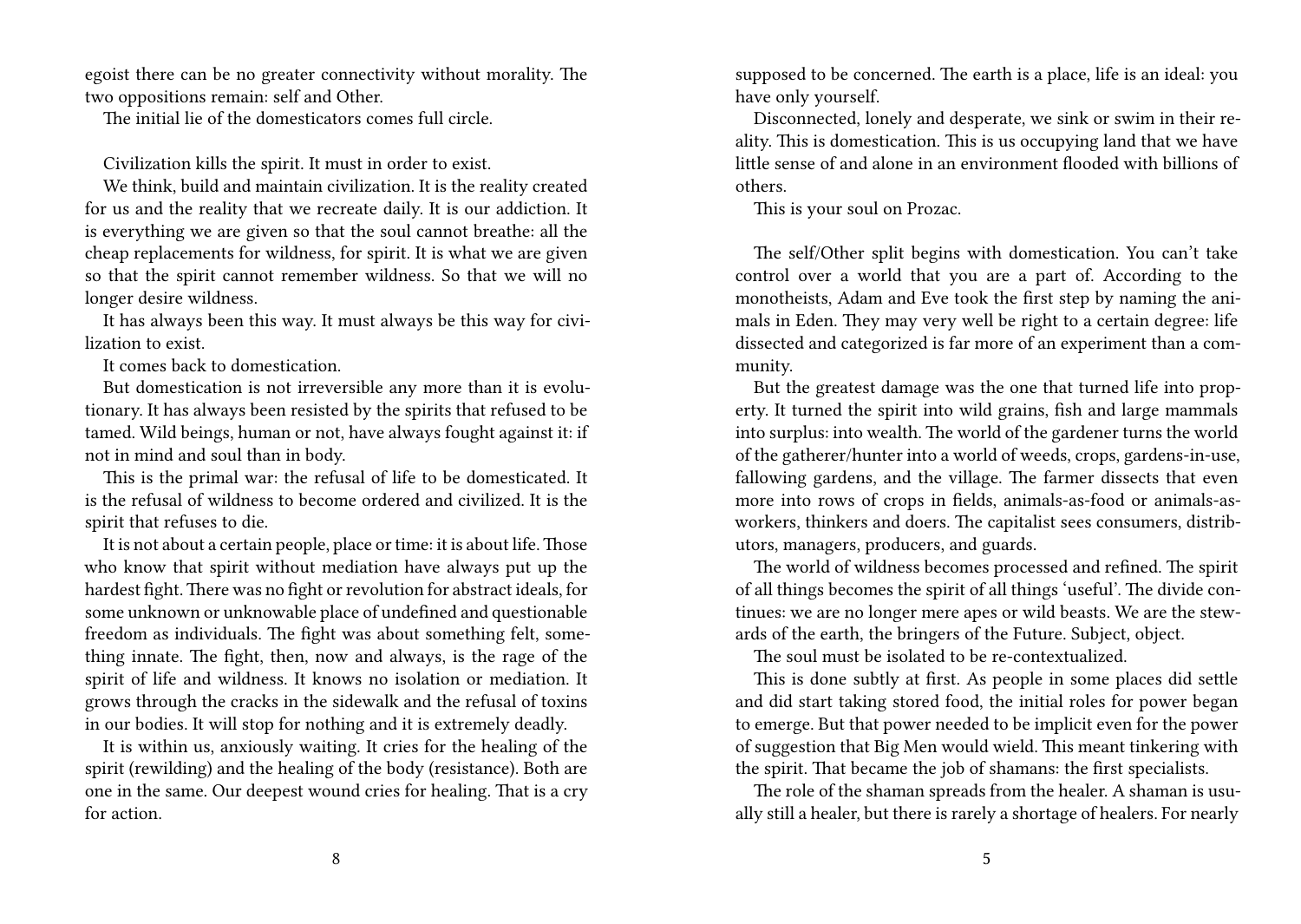egoist there can be no greater connectivity without morality. The two oppositions remain: self and Other.

The initial lie of the domesticators comes full circle.

Civilization kills the spirit. It must in order to exist.

We think, build and maintain civilization. It is the reality created for us and the reality that we recreate daily. It is our addiction. It is everything we are given so that the soul cannot breathe: all the cheap replacements for wildness, for spirit. It is what we are given so that the spirit cannot remember wildness. So that we will no longer desire wildness.

It has always been this way. It must always be this way for civilization to exist.

It comes back to domestication.

But domestication is not irreversible any more than it is evolutionary. It has always been resisted by the spirits that refused to be tamed. Wild beings, human or not, have always fought against it: if not in mind and soul than in body.

This is the primal war: the refusal of life to be domesticated. It is the refusal of wildness to become ordered and civilized. It is the spirit that refuses to die.

It is not about a certain people, place or time: it is about life. Those who know that spirit without mediation have always put up the hardest fight. There was no fight or revolution for abstract ideals, for some unknown or unknowable place of undefined and questionable freedom as individuals. The fight was about something felt, something innate. The fight, then, now and always, is the rage of the spirit of life and wildness. It knows no isolation or mediation. It grows through the cracks in the sidewalk and the refusal of toxins in our bodies. It will stop for nothing and it is extremely deadly.

It is within us, anxiously waiting. It cries for the healing of the spirit (rewilding) and the healing of the body (resistance). Both are one in the same. Our deepest wound cries for healing. That is a cry for action.

supposed to be concerned. The earth is a place, life is an ideal: you have only yourself.

Disconnected, lonely and desperate, we sink or swim in their reality. This is domestication. This is us occupying land that we have little sense of and alone in an environment flooded with billions of others.

This is your soul on Prozac.

The self/Other split begins with domestication. You can't take control over a world that you are a part of. According to the monotheists, Adam and Eve took the first step by naming the animals in Eden. They may very well be right to a certain degree: life dissected and categorized is far more of an experiment than a community.

But the greatest damage was the one that turned life into property. It turned the spirit into wild grains, fish and large mammals into surplus: into wealth. The world of the gardener turns the world of the gatherer/hunter into a world of weeds, crops, gardens-in-use, fallowing gardens, and the village. The farmer dissects that even more into rows of crops in fields, animals-as-food or animals-as-workers, thinkers and doers. The capitalist sees consumers, distributors, managers, producers, and guards.

The world of wildness becomes processed and refined. The spirit of all things becomes the spirit of all things 'useful'. The divide continues: we are no longer mere apes or wild beasts. We are the stewards of the earth, the bringers of the Future. Subject, object.

The soul must be isolated to be re-contextualized.

This is done subtly at first. As people in some places did settle and did start taking stored food, the initial roles for power began to emerge. But that power needed to be implicit even for the power of suggestion that Big Men would wield. This meant tinkering with the spirit. That became the job of shamans: the first specialists.

The role of the shaman spreads from the healer. A shaman is usually still a healer, but there is rarely a shortage of healers. For nearly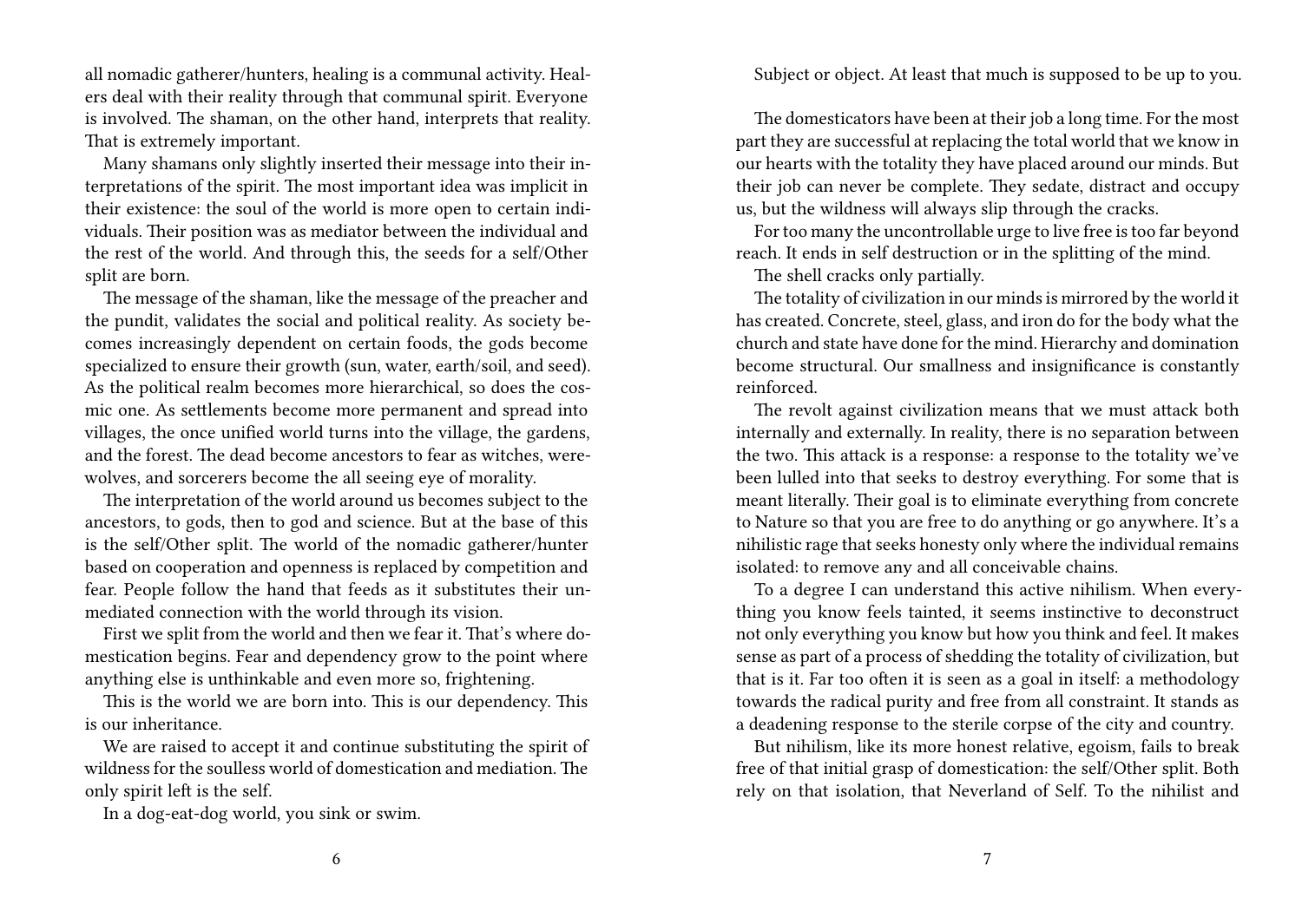all nomadic gatherer/hunters, healing is a communal activity. Healers deal with their reality through that communal spirit. Everyone is involved. The shaman, on the other hand, interprets that reality. That is extremely important.

Many shamans only slightly inserted their message into their interpretations of the spirit. The most important idea was implicit in their existence: the soul of the world is more open to certain individuals. Their position was as mediator between the individual and the rest of the world. And through this, the seeds for a self/Other split are born.

The message of the shaman, like the message of the preacher and the pundit, validates the social and political reality. As society becomes increasingly dependent on certain foods, the gods become specialized to ensure their growth (sun, water, earth/soil, and seed). As the political realm becomes more hierarchical, so does the cosmic one. As settlements become more permanent and spread into villages, the once unified world turns into the village, the gardens, and the forest. The dead become ancestors to fear as witches, werewolves, and sorcerers become the all seeing eye of morality.

The interpretation of the world around us becomes subject to the ancestors, to gods, then to god and science. But at the base of this is the self/Other split. The world of the nomadic gatherer/hunter based on cooperation and openness is replaced by competition and fear. People follow the hand that feeds as it substitutes their unmediated connection with the world through its vision.

First we split from the world and then we fear it. That's where domestication begins. Fear and dependency grow to the point where anything else is unthinkable and even more so, frightening.

This is the world we are born into. This is our dependency. This is our inheritance.

We are raised to accept it and continue substituting the spirit of wildness for the soulless world of domestication and mediation. The only spirit left is the self.

In a dog-eat-dog world, you sink or swim.

Subject or object. At least that much is supposed to be up to you.

The domesticators have been at their job a long time. For the most part they are successful at replacing the total world that we know in our hearts with the totality they have placed around our minds. But their job can never be complete. They sedate, distract and occupy us, but the wildness will always slip through the cracks.

For too many the uncontrollable urge to live free is too far beyond reach. It ends in self destruction or in the splitting of the mind.

The shell cracks only partially.

The totality of civilization in our minds is mirrored by the world it has created. Concrete, steel, glass, and iron do for the body what the church and state have done for the mind. Hierarchy and domination become structural. Our smallness and insignificance is constantly reinforced.

The revolt against civilization means that we must attack both internally and externally. In reality, there is no separation between the two. This attack is a response: a response to the totality we've been lulled into that seeks to destroy everything. For some that is meant literally. Their goal is to eliminate everything from concrete to Nature so that you are free to do anything or go anywhere. It's a nihilistic rage that seeks honesty only where the individual remains isolated: to remove any and all conceivable chains.

To a degree I can understand this active nihilism. When everything you know feels tainted, it seems instinctive to deconstruct not only everything you know but how you think and feel. It makes sense as part of a process of shedding the totality of civilization, but that is it. Far too often it is seen as a goal in itself: a methodology towards the radical purity and free from all constraint. It stands as a deadening response to the sterile corpse of the city and country.

But nihilism, like its more honest relative, egoism, fails to break free of that initial grasp of domestication: the self/Other split. Both rely on that isolation, that Neverland of Self. To the nihilist and